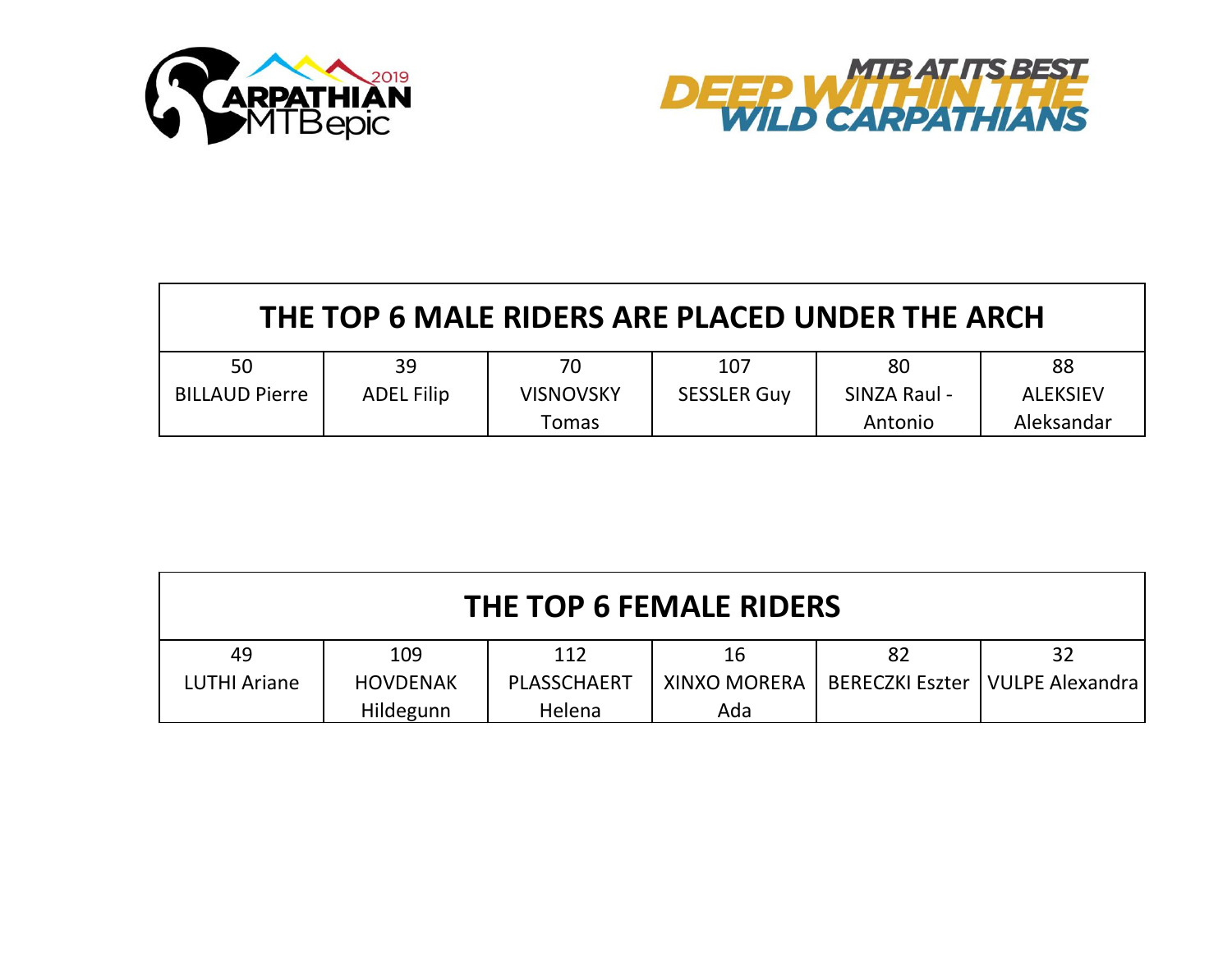CARPATHIAN MTBepic 2019

MTB AT ITS BEST DEEP WITHIN THE WILD CARPATHIANS

| THE TOP 6 MALE RIDERS ARE PLACED UNDER THE ARCH | | | | | |
|---|---|---|---|---|---|
| 50 BILLAUD Pierre | 39 ADEL Filip | 70 VISNOVSKY Tomas | 107 SESSLER Guy | 80 SINZA Raul - Antonio | 88 ALEKSIEV Aleksandar |

| THE TOP 6 FEMALE RIDERS | | | | | |
|---|---|---|---|---|---|
| 49 LUTHI Ariane | 109 HOVDENAK Hildegunn | 112 PLASSCHAERT Helena | 16 XINXO MORERA Ada | 82 BERECZKI Eszter | 32 VULPE Alexandra |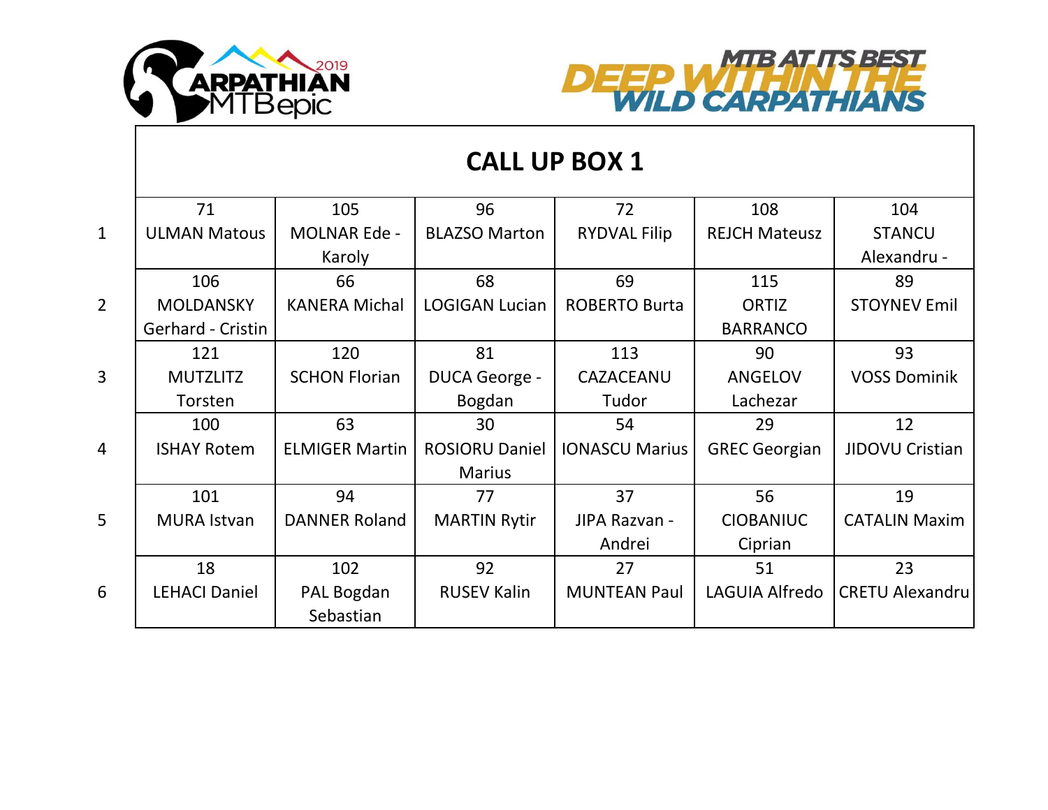CARPATHIAN MTBepic 2019

MTB AT ITS BEST DEEP WITHIN THE WILD CARPATHIANS

## CALL UP BOX 1

| | | | | | | |
|---|---|---|---|---|---|---|
| 1 | 71 ULMAN Matous | 105 MOLNAR Ede - Karoly | 96 BLAZSO Marton | 72 RYDVAL Filip | 108 REJCH Mateusz | 104 STANCU Alexandru - |
| 2 | 106 MOLDANSKY Gerhard - Cristin | 66 KANERA Michal | 68 LOGIGAN Lucian | 69 ROBERTO Burta | 115 ORTIZ BARRANCO | 89 STOYNEV Emil |
| 3 | 121 MUTZLITZ Torsten | 120 SCHON Florian | 81 DUCA George - Bogdan | 113 CAZACEANU Tudor | 90 ANGELOV Lachezar | 93 VOSS Dominik |
| 4 | 100 ISHAY Rotem | 63 ELMIGER Martin | 30 ROSIORU Daniel Marius | 54 IONASCU Marius | 29 GREC Georgian | 12 JIDOVU Cristian |
| 5 | 101 MURA Istvan | 94 DANNER Roland | 77 MARTIN Rytir | 37 JIPA Razvan - Andrei | 56 CIOBANIUC Ciprian | 19 CATALIN Maxim |
| 6 | 18 LEHACI Daniel | 102 PAL Bogdan Sebastian | 92 RUSEV Kalin | 27 MUNTEAN Paul | 51 LAGUIA Alfredo | 23 CRETU Alexandru |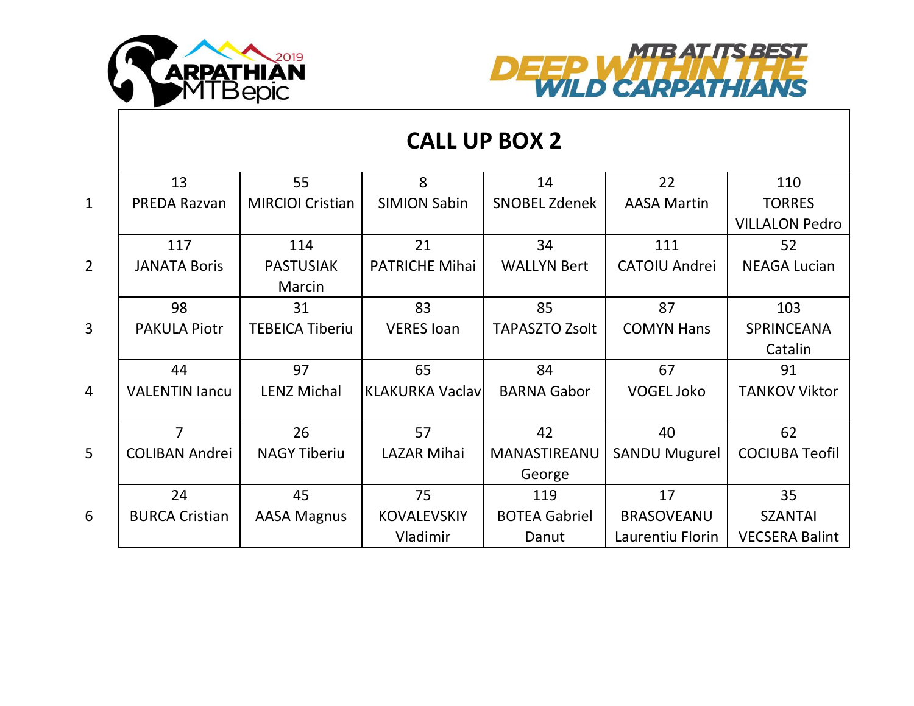# CALL UP BOX 2

| | | | | | | |
|---|---|---|---|---|---|---|
| 1 | 13 PREDA Razvan | 55 MIRCIOI Cristian | 8 SIMION Sabin | 14 SNOBEL Zdenek | 22 AASA Martin | 110 TORRES VILLALON Pedro |
| 2 | 117 JANATA Boris | 114 PASTUSIAK Marcin | 21 PATRICHE Mihai | 34 WALLYN Bert | 111 CATOIU Andrei | 52 NEAGA Lucian |
| 3 | 98 PAKULA Piotr | 31 TEBEICA Tiberiu | 83 VERES Ioan | 85 TAPASZTO Zsolt | 87 COMYN Hans | 103 SPRINCEANA Catalin |
| 4 | 44 VALENTIN Iancu | 97 LENZ Michal | 65 KLAKURKA Vaclav | 84 BARNA Gabor | 67 VOGEL Joko | 91 TANKOV Viktor |
| 5 | 7 COLIBAN Andrei | 26 NAGY Tiberiu | 57 LAZAR Mihai | 42 MANASTIREANU George | 40 SANDU Mugurel | 62 COCIUBA Teofil |
| 6 | 24 BURCA Cristian | 45 AASA Magnus | 75 KOVALEVSKIY Vladimir | 119 BOTEA Gabriel Danut | 17 BRASOVEANU Laurentiu Florin | 35 SZANTAI VECSERA Balint |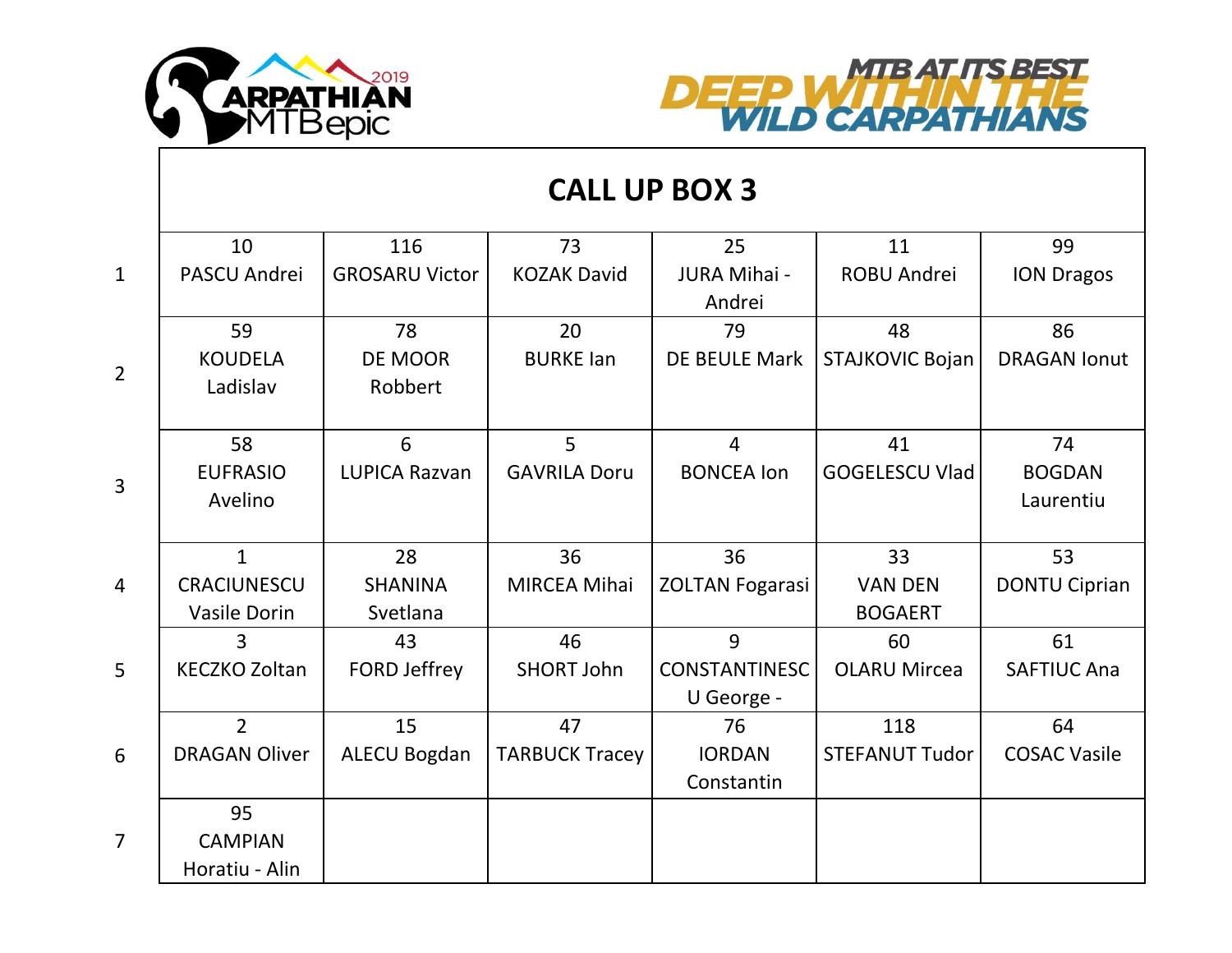CARPATHIAN 2019 MTBepic

MTB AT ITS BEST DEEP WITHIN THE WILD CARPATHIANS

## CALL UP BOX 3

| | | | | | | |
|---|---|---|---|---|---|---|
| 1 | 10 PASCU Andrei | 116 GROSARU Victor | 73 KOZAK David | 25 JURA Mihai - Andrei | 11 ROBU Andrei | 99 ION Dragos |
| 2 | 59 KOUDELA Ladislav | 78 DE MOOR Robbert | 20 BURKE Ian | 79 DE BEULE Mark | 48 STAJKOVIC Bojan | 86 DRAGAN Ionut |
| 3 | 58 EUFRASIO Avelino | 6 LUPICA Razvan | 5 GAVRILA Doru | 4 BONCEA Ion | 41 GOGELESCU Vlad | 74 BOGDAN Laurentiu |
| 4 | 1 CRACIUNESCU Vasile Dorin | 28 SHANINA Svetlana | 36 MIRCEA Mihai | 36 ZOLTAN Fogarasi | 33 VAN DEN BOGAERT | 53 DONTU Ciprian |
| 5 | 3 KECZKO Zoltan | 43 FORD Jeffrey | 46 SHORT John | 9 CONSTANTINESCU George - | 60 OLARU Mircea | 61 SAFTIUC Ana |
| 6 | 2 DRAGAN Oliver | 15 ALECU Bogdan | 47 TARBUCK Tracey | 76 IORDAN Constantin | 118 STEFANUT Tudor | 64 COSAC Vasile |
| 7 | 95 CAMPIAN Horatiu - Alin | | | | | |